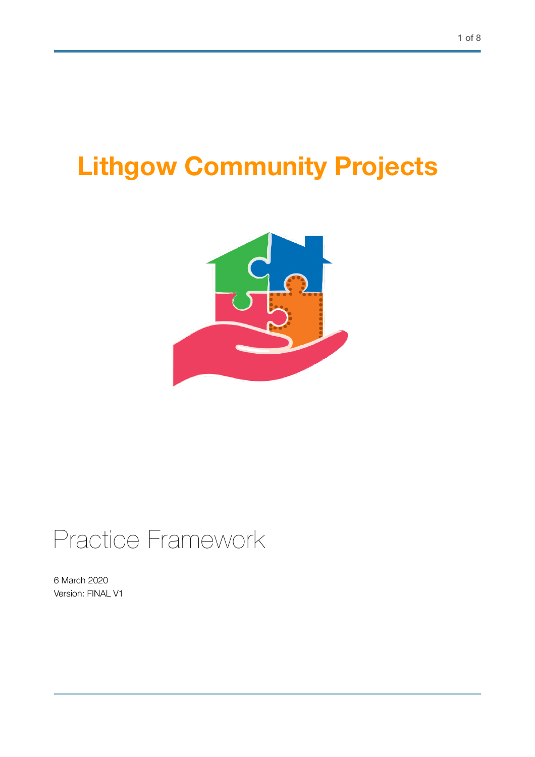# Lithgow Community Projects

## Practice Framework

6 March 2020
Version: FINAL V1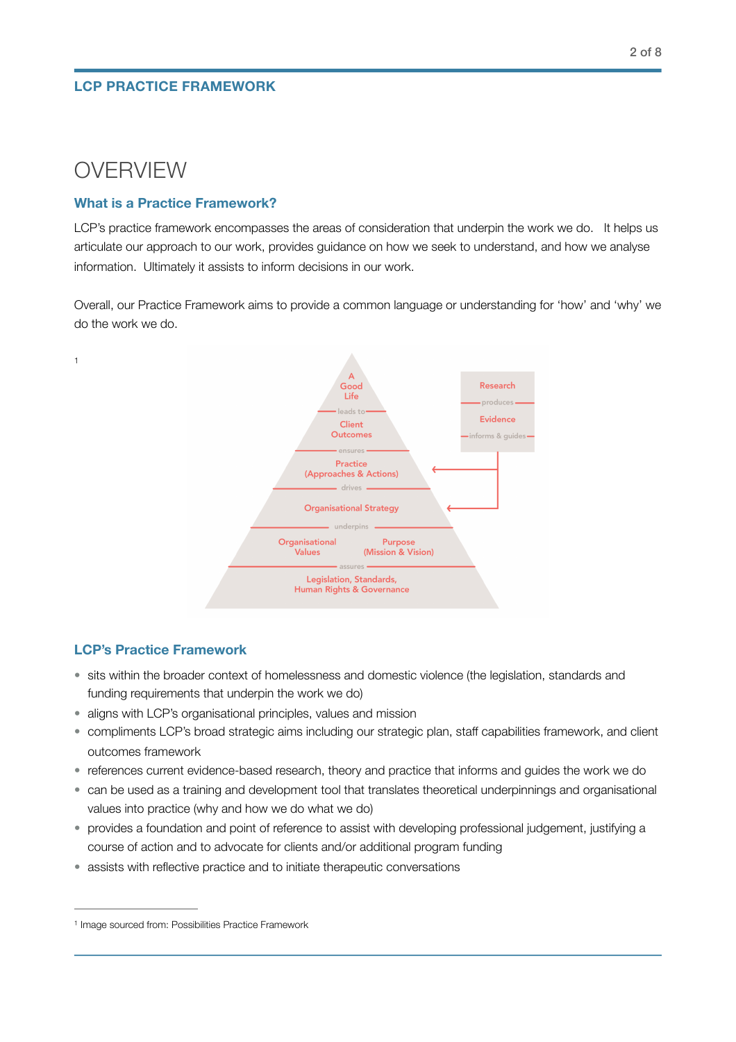# OVERVIEW

## What is a Practice Framework?

LCP's practice framework encompasses the areas of consideration that underpin the work we do. It helps us articulate our approach to our work, provides guidance on how we seek to understand, and how we analyse information. Ultimately it assists to inform decisions in our work.

Overall, our Practice Framework aims to provide a common language or understanding for 'how' and 'why' we do the work we do.

[1]

A Good Life
leads to
Client Outcomes
ensures
Practice (Approaches & Actions)
drives
Organisational Strategy
underpins
Organisational Values | Purpose (Mission & Vision)
assures
Legislation, Standards, Human Rights & Governance

Research
produces
Evidence
informs & guides

## LCP's Practice Framework

- sits within the broader context of homelessness and domestic violence (the legislation, standards and funding requirements that underpin the work we do)
- aligns with LCP's organisational principles, values and mission
- compliments LCP's broad strategic aims including our strategic plan, staff capabilities framework, and client outcomes framework
- references current evidence-based research, theory and practice that informs and guides the work we do
- can be used as a training and development tool that translates theoretical underpinnings and organisational values into practice (why and how we do what we do)
- provides a foundation and point of reference to assist with developing professional judgement, justifying a course of action and to advocate for clients and/or additional program funding
- assists with reflective practice and to initiate therapeutic conversations

---

[1] Image sourced from: Possibilities Practice Framework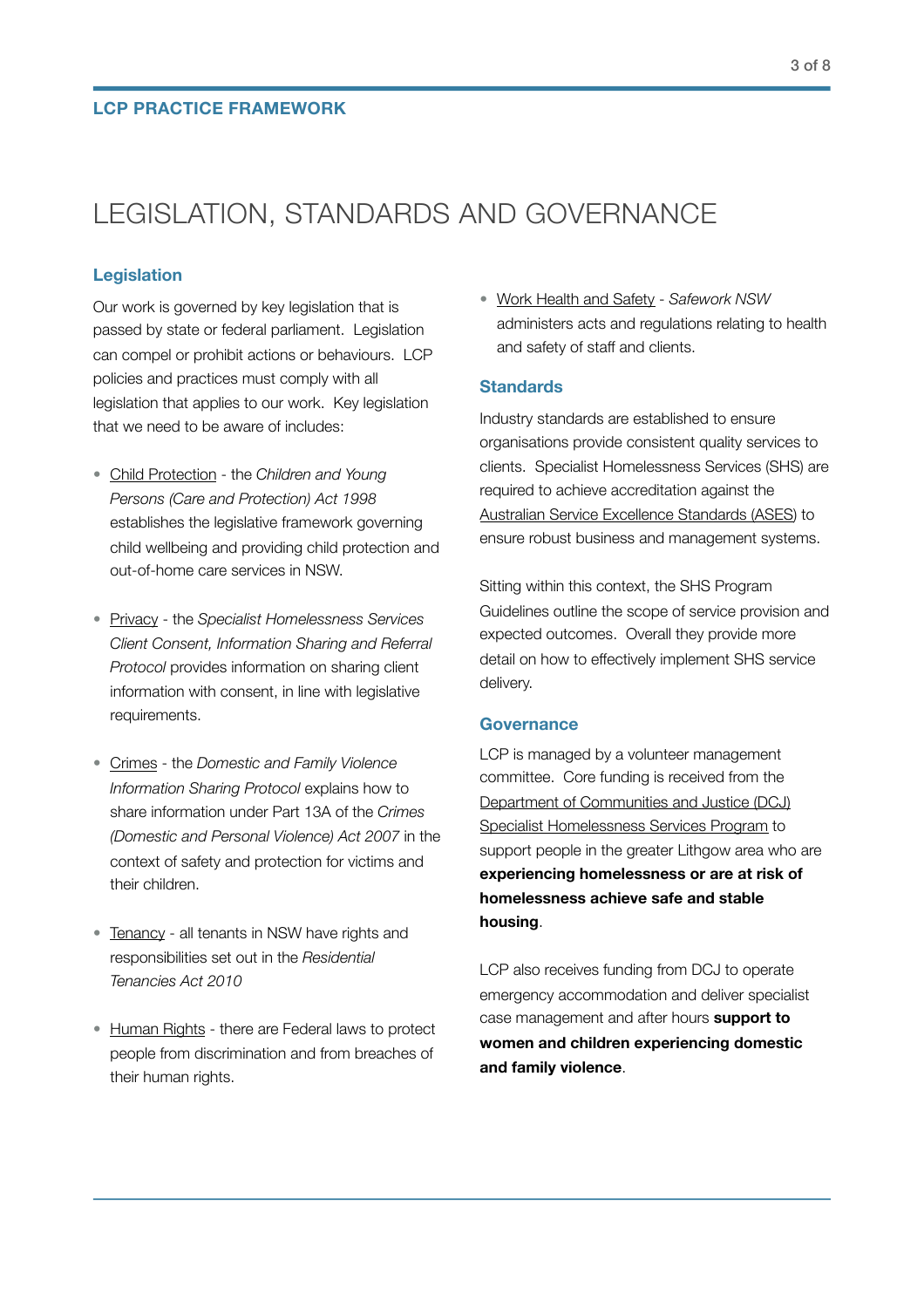# LEGISLATION, STANDARDS AND GOVERNANCE

## Legislation

Our work is governed by key legislation that is passed by state or federal parliament. Legislation can compel or prohibit actions or behaviours. LCP policies and practices must comply with all legislation that applies to our work. Key legislation that we need to be aware of includes:

- Child Protection - the *Children and Young Persons (Care and Protection) Act 1998* establishes the legislative framework governing child wellbeing and providing child protection and out-of-home care services in NSW.
- Privacy - the *Specialist Homelessness Services Client Consent, Information Sharing and Referral Protocol* provides information on sharing client information with consent, in line with legislative requirements.
- Crimes - the *Domestic and Family Violence Information Sharing Protocol* explains how to share information under Part 13A of the *Crimes (Domestic and Personal Violence) Act 2007* in the context of safety and protection for victims and their children.
- Tenancy - all tenants in NSW have rights and responsibilities set out in the *Residential Tenancies Act 2010*
- Human Rights - there are Federal laws to protect people from discrimination and from breaches of their human rights.
- Work Health and Safety - *Safework NSW* administers acts and regulations relating to health and safety of staff and clients.

## Standards

Industry standards are established to ensure organisations provide consistent quality services to clients. Specialist Homelessness Services (SHS) are required to achieve accreditation against the Australian Service Excellence Standards (ASES) to ensure robust business and management systems.

Sitting within this context, the SHS Program Guidelines outline the scope of service provision and expected outcomes. Overall they provide more detail on how to effectively implement SHS service delivery.

## Governance

LCP is managed by a volunteer management committee. Core funding is received from the Department of Communities and Justice (DCJ) Specialist Homelessness Services Program to support people in the greater Lithgow area who are **experiencing homelessness or are at risk of homelessness achieve safe and stable housing**.

LCP also receives funding from DCJ to operate emergency accommodation and deliver specialist case management and after hours **support to women and children experiencing domestic and family violence**.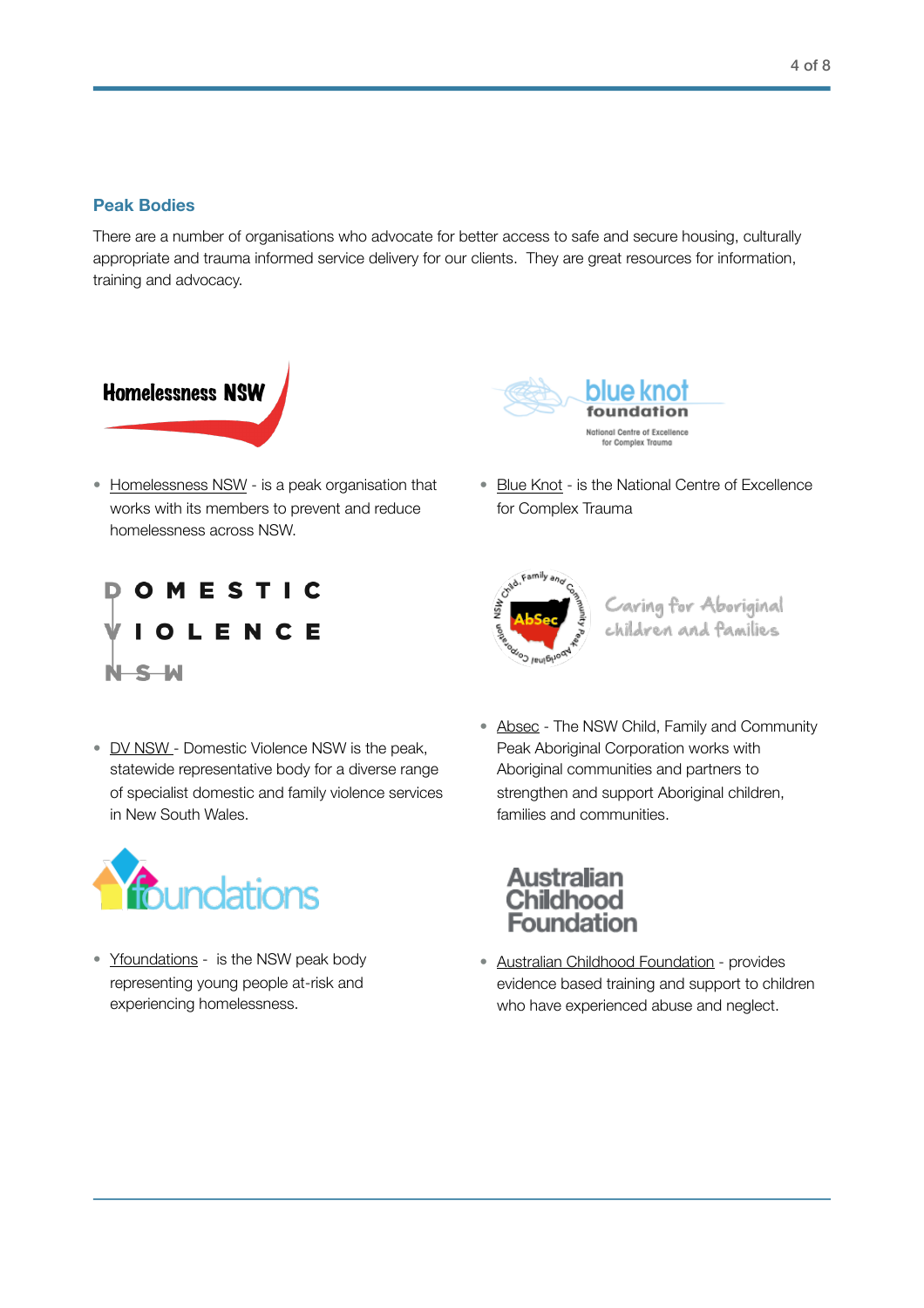## Peak Bodies

There are a number of organisations who advocate for better access to safe and secure housing, culturally appropriate and trauma informed service delivery for our clients. They are great resources for information, training and advocacy.

- Homelessness NSW - is a peak organisation that works with its members to prevent and reduce homelessness across NSW.
- Blue Knot - is the National Centre of Excellence for Complex Trauma
- DV NSW - Domestic Violence NSW is the peak, statewide representative body for a diverse range of specialist domestic and family violence services in New South Wales.
- Absec - The NSW Child, Family and Community Peak Aboriginal Corporation works with Aboriginal communities and partners to strengthen and support Aboriginal children, families and communities.
- Yfoundations - is the NSW peak body representing young people at-risk and experiencing homelessness.
- Australian Childhood Foundation - provides evidence based training and support to children who have experienced abuse and neglect.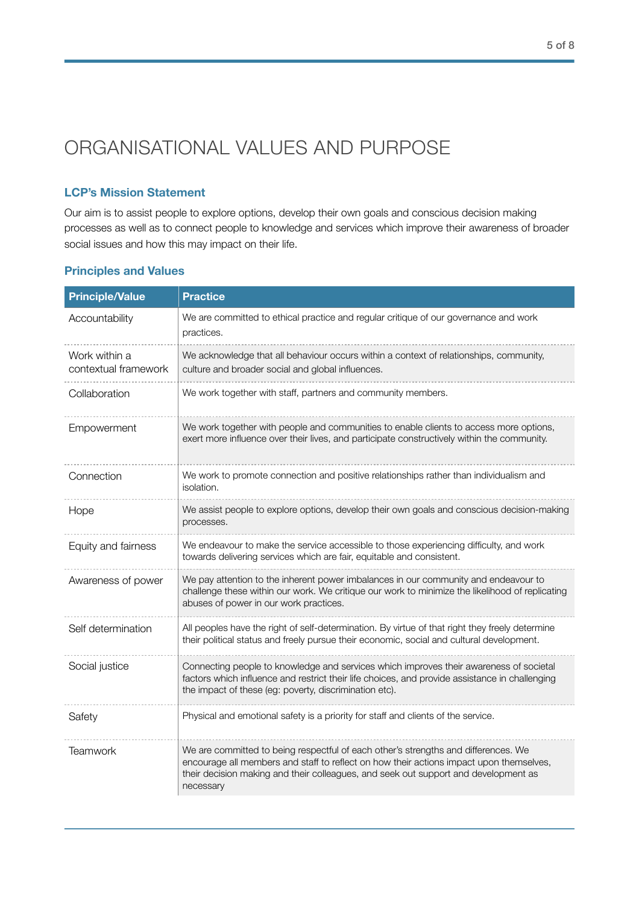# ORGANISATIONAL VALUES AND PURPOSE

### LCP's Mission Statement

Our aim is to assist people to explore options, develop their own goals and conscious decision making processes as well as to connect people to knowledge and services which improve their awareness of broader social issues and how this may impact on their life.

### Principles and Values

| Principle/Value | Practice |
|---|---|
| Accountability | We are committed to ethical practice and regular critique of our governance and work practices. |
| Work within a contextual framework | We acknowledge that all behaviour occurs within a context of relationships, community, culture and broader social and global influences. |
| Collaboration | We work together with staff, partners and community members. |
| Empowerment | We work together with people and communities to enable clients to access more options, exert more influence over their lives, and participate constructively within the community. |
| Connection | We work to promote connection and positive relationships rather than individualism and isolation. |
| Hope | We assist people to explore options, develop their own goals and conscious decision-making processes. |
| Equity and fairness | We endeavour to make the service accessible to those experiencing difficulty, and work towards delivering services which are fair, equitable and consistent. |
| Awareness of power | We pay attention to the inherent power imbalances in our community and endeavour to challenge these within our work. We critique our work to minimize the likelihood of replicating abuses of power in our work practices. |
| Self determination | All peoples have the right of self-determination. By virtue of that right they freely determine their political status and freely pursue their economic, social and cultural development. |
| Social justice | Connecting people to knowledge and services which improves their awareness of societal factors which influence and restrict their life choices, and provide assistance in challenging the impact of these (eg: poverty, discrimination etc). |
| Safety | Physical and emotional safety is a priority for staff and clients of the service. |
| Teamwork | We are committed to being respectful of each other's strengths and differences. We encourage all members and staff to reflect on how their actions impact upon themselves, their decision making and their colleagues, and seek out support and development as necessary |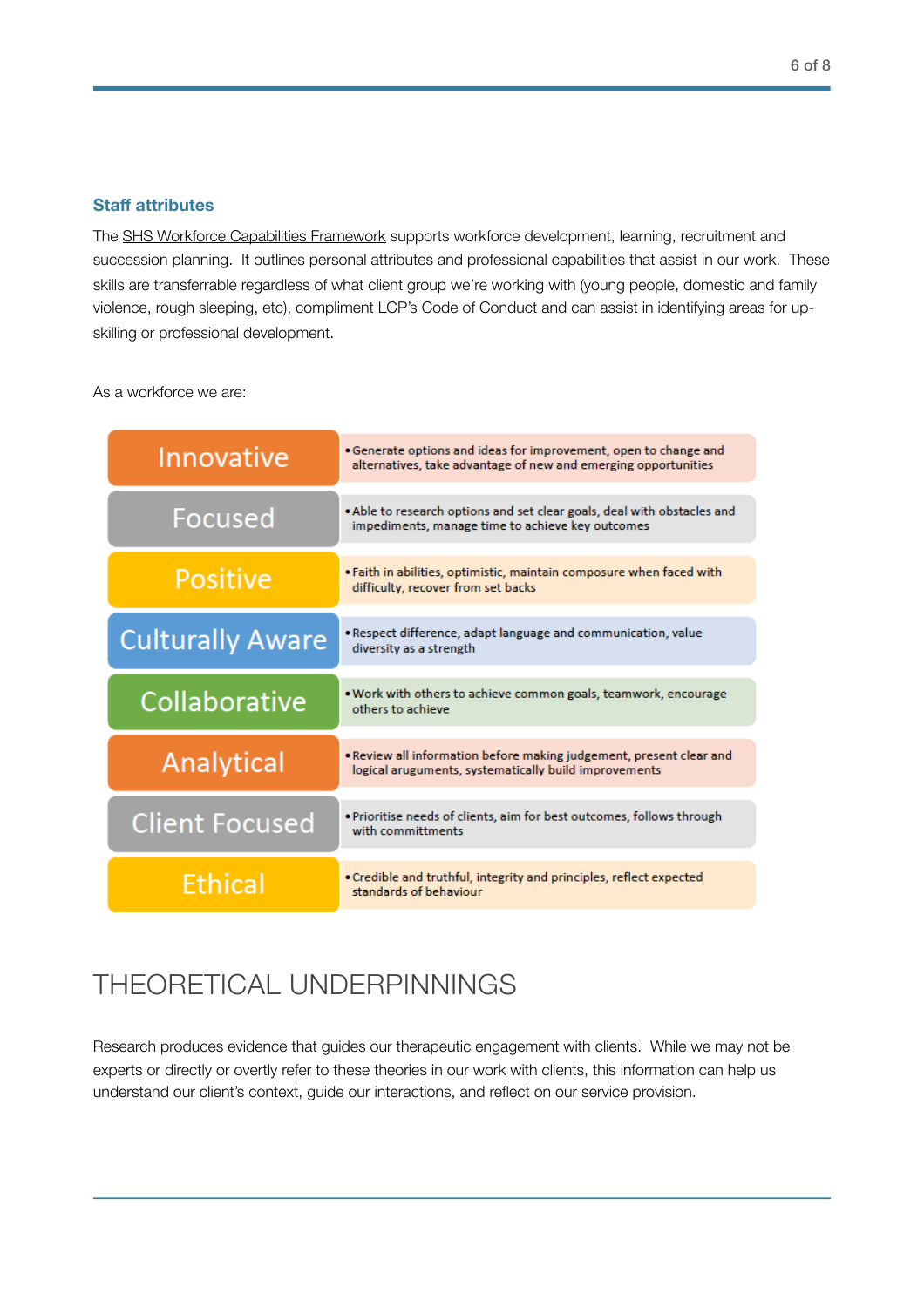### Staff attributes

The SHS Workforce Capabilities Framework supports workforce development, learning, recruitment and succession planning. It outlines personal attributes and professional capabilities that assist in our work. These skills are transferrable regardless of what client group we're working with (young people, domestic and family violence, rough sleeping, etc), compliment LCP's Code of Conduct and can assist in identifying areas for up-skilling or professional development.

As a workforce we are:

| Attribute | Description |
|---|---|
| Innovative | Generate options and ideas for improvement, open to change and alternatives, take advantage of new and emerging opportunities |
| Focused | Able to research options and set clear goals, deal with obstacles and impediments, manage time to achieve key outcomes |
| Positive | Faith in abilities, optimistic, maintain composure when faced with difficulty, recover from set backs |
| Culturally Aware | Respect difference, adapt language and communication, value diversity as a strength |
| Collaborative | Work with others to achieve common goals, teamwork, encourage others to achieve |
| Analytical | Review all information before making judgement, present clear and logical aruguments, systematically build improvements |
| Client Focused | Prioritise needs of clients, aim for best outcomes, follows through with committments |
| Ethical | Credible and truthful, integrity and principles, reflect expected standards of behaviour |

# THEORETICAL UNDERPINNINGS

Research produces evidence that guides our therapeutic engagement with clients. While we may not be experts or directly or overtly refer to these theories in our work with clients, this information can help us understand our client's context, guide our interactions, and reflect on our service provision.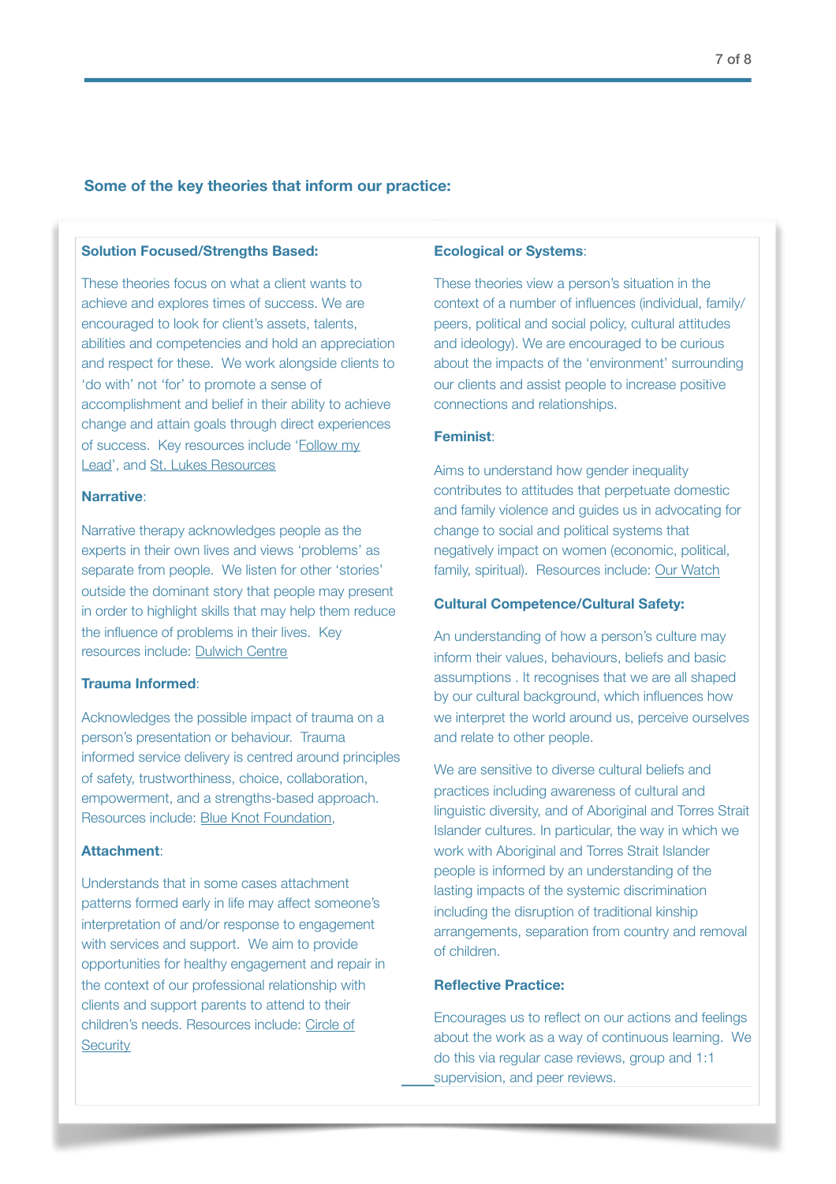## Some of the key theories that inform our practice:

### Solution Focused/Strengths Based:

These theories focus on what a client wants to achieve and explores times of success. We are encouraged to look for client's assets, talents, abilities and competencies and hold an appreciation and respect for these. We work alongside clients to 'do with' not 'for' to promote a sense of accomplishment and belief in their ability to achieve change and attain goals through direct experiences of success. Key resources include 'Follow my Lead', and St. Lukes Resources

### Narrative:

Narrative therapy acknowledges people as the experts in their own lives and views 'problems' as separate from people. We listen for other 'stories' outside the dominant story that people may present in order to highlight skills that may help them reduce the influence of problems in their lives. Key resources include: Dulwich Centre

### Trauma Informed:

Acknowledges the possible impact of trauma on a person's presentation or behaviour. Trauma informed service delivery is centred around principles of safety, trustworthiness, choice, collaboration, empowerment, and a strengths-based approach. Resources include: Blue Knot Foundation,

### Attachment:

Understands that in some cases attachment patterns formed early in life may affect someone's interpretation of and/or response to engagement with services and support. We aim to provide opportunities for healthy engagement and repair in the context of our professional relationship with clients and support parents to attend to their children's needs. Resources include: Circle of Security

### Ecological or Systems:

These theories view a person's situation in the context of a number of influences (individual, family/ peers, political and social policy, cultural attitudes and ideology). We are encouraged to be curious about the impacts of the 'environment' surrounding our clients and assist people to increase positive connections and relationships.

### Feminist:

Aims to understand how gender inequality contributes to attitudes that perpetuate domestic and family violence and guides us in advocating for change to social and political systems that negatively impact on women (economic, political, family, spiritual). Resources include: Our Watch

### Cultural Competence/Cultural Safety:

An understanding of how a person's culture may inform their values, behaviours, beliefs and basic assumptions . It recognises that we are all shaped by our cultural background, which influences how we interpret the world around us, perceive ourselves and relate to other people.

We are sensitive to diverse cultural beliefs and practices including awareness of cultural and linguistic diversity, and of Aboriginal and Torres Strait Islander cultures. In particular, the way in which we work with Aboriginal and Torres Strait Islander people is informed by an understanding of the lasting impacts of the systemic discrimination including the disruption of traditional kinship arrangements, separation from country and removal of children.

### Reflective Practice:

Encourages us to reflect on our actions and feelings about the work as a way of continuous learning. We do this via regular case reviews, group and 1:1 supervision, and peer reviews.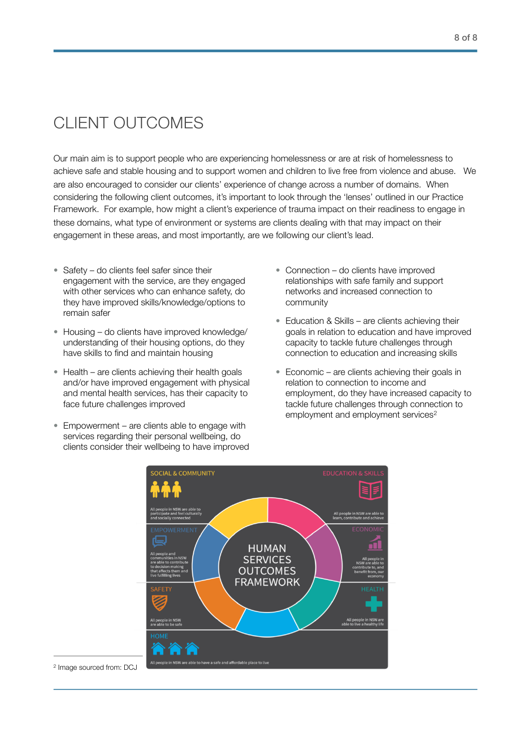# CLIENT OUTCOMES

Our main aim is to support people who are experiencing homelessness or are at risk of homelessness to achieve safe and stable housing and to support women and children to live free from violence and abuse. We are also encouraged to consider our clients' experience of change across a number of domains. When considering the following client outcomes, it's important to look through the 'lenses' outlined in our Practice Framework. For example, how might a client's experience of trauma impact on their readiness to engage in these domains, what type of environment or systems are clients dealing with that may impact on their engagement in these areas, and most importantly, are we following our client's lead.

- Safety – do clients feel safer since their engagement with the service, are they engaged with other services who can enhance safety, do they have improved skills/knowledge/options to remain safer
- Housing – do clients have improved knowledge/ understanding of their housing options, do they have skills to find and maintain housing
- Health – are clients achieving their health goals and/or have improved engagement with physical and mental health services, has their capacity to face future challenges improved
- Empowerment – are clients able to engage with services regarding their personal wellbeing, do clients consider their wellbeing to have improved
- Connection – do clients have improved relationships with safe family and support networks and increased connection to community
- Education & Skills – are clients achieving their goals in relation to education and have improved capacity to tackle future challenges through connection to education and increasing skills
- Economic – are clients achieving their goals in relation to connection to income and employment, do they have increased capacity to tackle future challenges through connection to employment and employment services[2]

SOCIAL & COMMUNITY
All people in NSW are able to participate and feel culturally and socially connected

EDUCATION & SKILLS
All people in NSW are able to learn, contribute and achieve

EMPOWERMENT
All people and communities in NSW are able to contribute to decision making that affects them and live fulfilling lives

ECONOMIC
All people in NSW are able to contribute to, and benefit from, our economy

HUMAN SERVICES OUTCOMES FRAMEWORK

SAFETY
All people in NSW are able to be safe

HEALTH
All people in NSW are able to live a healthy life

HOME
All people in NSW are able to have a safe and affordable place to live

[2] Image sourced from: DCJ